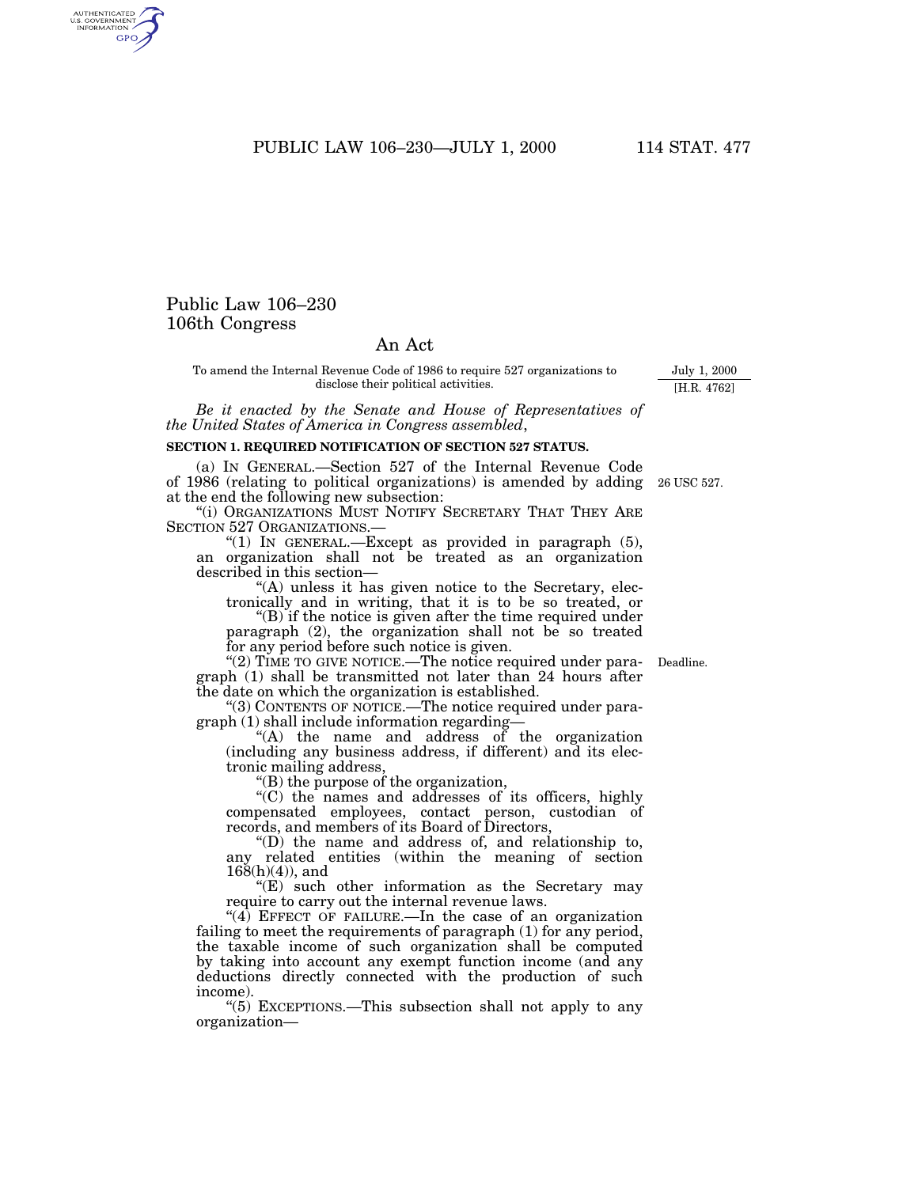# Public Law 106–230
## 106th Congress

## An Act

To amend the Internal Revenue Code of 1986 to require 527 organizations to disclose their political activities.

July 1, 2000
[H.R. 4762]

*Be it enacted by the Senate and House of Representatives of the United States of America in Congress assembled*,

**SECTION 1. REQUIRED NOTIFICATION OF SECTION 527 STATUS.**

(a) IN GENERAL.—Section 527 of the Internal Revenue Code of 1986 (relating to political organizations) is amended by adding at the end the following new subsection:

26 USC 527.

"(i) ORGANIZATIONS MUST NOTIFY SECRETARY THAT THEY ARE SECTION 527 ORGANIZATIONS.—

"(1) IN GENERAL.—Except as provided in paragraph (5), an organization shall not be treated as an organization described in this section—

"(A) unless it has given notice to the Secretary, electronically and in writing, that it is to be so treated, or

"(B) if the notice is given after the time required under paragraph (2), the organization shall not be so treated for any period before such notice is given.

"(2) TIME TO GIVE NOTICE.—The notice required under paragraph (1) shall be transmitted not later than 24 hours after the date on which the organization is established.

Deadline.

"(3) CONTENTS OF NOTICE.—The notice required under paragraph (1) shall include information regarding—

"(A) the name and address of the organization (including any business address, if different) and its electronic mailing address,

"(B) the purpose of the organization,

"(C) the names and addresses of its officers, highly compensated employees, contact person, custodian of records, and members of its Board of Directors,

"(D) the name and address of, and relationship to, any related entities (within the meaning of section 168(h)(4)), and

"(E) such other information as the Secretary may require to carry out the internal revenue laws.

"(4) EFFECT OF FAILURE.—In the case of an organization failing to meet the requirements of paragraph (1) for any period, the taxable income of such organization shall be computed by taking into account any exempt function income (and any deductions directly connected with the production of such income).

"(5) EXCEPTIONS.—This subsection shall not apply to any organization—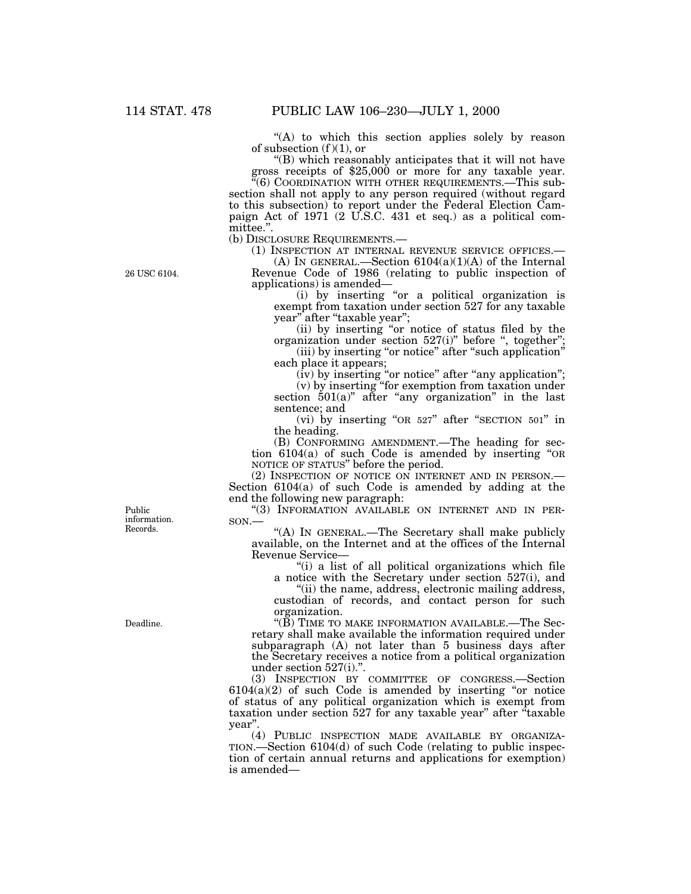"(A) to which this section applies solely by reason of subsection (f)(1), or

"(B) which reasonably anticipates that it will not have gross receipts of $25,000 or more for any taxable year.

"(6) COORDINATION WITH OTHER REQUIREMENTS.—This subsection shall not apply to any person required (without regard to this subsection) to report under the Federal Election Campaign Act of 1971 (2 U.S.C. 431 et seq.) as a political committee.".

(b) DISCLOSURE REQUIREMENTS.—

(1) INSPECTION AT INTERNAL REVENUE SERVICE OFFICES.—

(A) IN GENERAL.—Section 6104(a)(1)(A) of the Internal Revenue Code of 1986 (relating to public inspection of applications) is amended—

26 USC 6104.

(i) by inserting "or a political organization is exempt from taxation under section 527 for any taxable year" after "taxable year";

(ii) by inserting "or notice of status filed by the organization under section 527(i)" before ", together";

(iii) by inserting "or notice" after "such application" each place it appears;

(iv) by inserting "or notice" after "any application";

(v) by inserting "for exemption from taxation under section 501(a)" after "any organization" in the last sentence; and

(vi) by inserting "OR 527" after "SECTION 501" in the heading.

(B) CONFORMING AMENDMENT.—The heading for section 6104(a) of such Code is amended by inserting "OR NOTICE OF STATUS" before the period.

(2) INSPECTION OF NOTICE ON INTERNET AND IN PERSON.—Section 6104(a) of such Code is amended by adding at the end the following new paragraph:

Public information. Records.

"(3) INFORMATION AVAILABLE ON INTERNET AND IN PERSON.—

"(A) IN GENERAL.—The Secretary shall make publicly available, on the Internet and at the offices of the Internal Revenue Service—

"(i) a list of all political organizations which file a notice with the Secretary under section 527(i), and

"(ii) the name, address, electronic mailing address, custodian of records, and contact person for such organization.

Deadline.

"(B) TIME TO MAKE INFORMATION AVAILABLE.—The Secretary shall make available the information required under subparagraph (A) not later than 5 business days after the Secretary receives a notice from a political organization under section 527(i).".

(3) INSPECTION BY COMMITTEE OF CONGRESS.—Section 6104(a)(2) of such Code is amended by inserting "or notice of status of any political organization which is exempt from taxation under section 527 for any taxable year" after "taxable year".

(4) PUBLIC INSPECTION MADE AVAILABLE BY ORGANIZATION.—Section 6104(d) of such Code (relating to public inspection of certain annual returns and applications for exemption) is amended—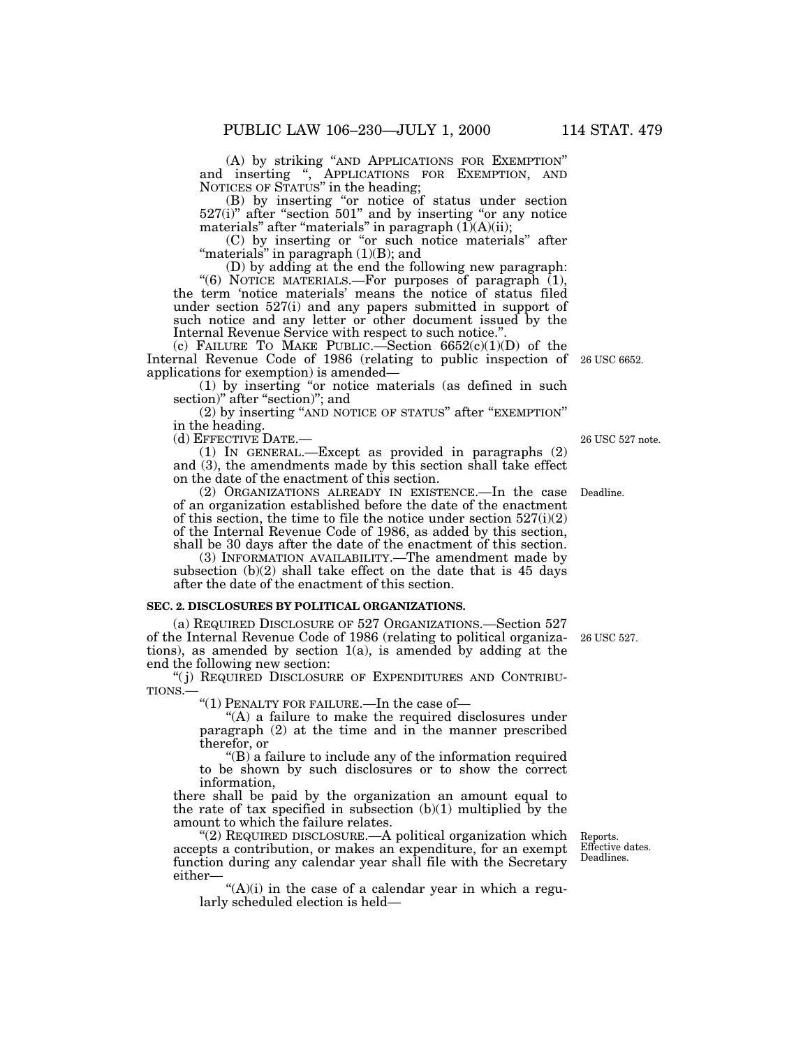(A) by striking "AND APPLICATIONS FOR EXEMPTION" and inserting ", APPLICATIONS FOR EXEMPTION, AND NOTICES OF STATUS" in the heading;

(B) by inserting "or notice of status under section 527(i)" after "section 501" and by inserting "or any notice materials" after "materials" in paragraph (1)(A)(ii);

(C) by inserting or "or such notice materials" after "materials" in paragraph (1)(B); and

(D) by adding at the end the following new paragraph:

"(6) NOTICE MATERIALS.—For purposes of paragraph (1), the term 'notice materials' means the notice of status filed under section 527(i) and any papers submitted in support of such notice and any letter or other document issued by the Internal Revenue Service with respect to such notice.".

(c) FAILURE TO MAKE PUBLIC.—Section 6652(c)(1)(D) of the Internal Revenue Code of 1986 (relating to public inspection of applications for exemption) is amended—

26 USC 6652.

(1) by inserting "or notice materials (as defined in such section)" after "section)"; and

(2) by inserting "AND NOTICE OF STATUS" after "EXEMPTION" in the heading.

(d) EFFECTIVE DATE.—

26 USC 527 note.

(1) IN GENERAL.—Except as provided in paragraphs (2) and (3), the amendments made by this section shall take effect on the date of the enactment of this section.

Deadline.

(2) ORGANIZATIONS ALREADY IN EXISTENCE.—In the case of an organization established before the date of the enactment of this section, the time to file the notice under section 527(i)(2) of the Internal Revenue Code of 1986, as added by this section, shall be 30 days after the date of the enactment of this section.

(3) INFORMATION AVAILABILITY.—The amendment made by subsection (b)(2) shall take effect on the date that is 45 days after the date of the enactment of this section.

**SEC. 2. DISCLOSURES BY POLITICAL ORGANIZATIONS.**

(a) REQUIRED DISCLOSURE OF 527 ORGANIZATIONS.—Section 527 of the Internal Revenue Code of 1986 (relating to political organizations), as amended by section 1(a), is amended by adding at the end the following new section:

26 USC 527.

"(j) REQUIRED DISCLOSURE OF EXPENDITURES AND CONTRIBUTIONS.—

"(1) PENALTY FOR FAILURE.—In the case of—

"(A) a failure to make the required disclosures under paragraph (2) at the time and in the manner prescribed therefor, or

"(B) a failure to include any of the information required to be shown by such disclosures or to show the correct information,

there shall be paid by the organization an amount equal to the rate of tax specified in subsection (b)(1) multiplied by the amount to which the failure relates.

Reports.
Effective dates.
Deadlines.

"(2) REQUIRED DISCLOSURE.—A political organization which accepts a contribution, or makes an expenditure, for an exempt function during any calendar year shall file with the Secretary either—

"(A)(i) in the case of a calendar year in which a regularly scheduled election is held—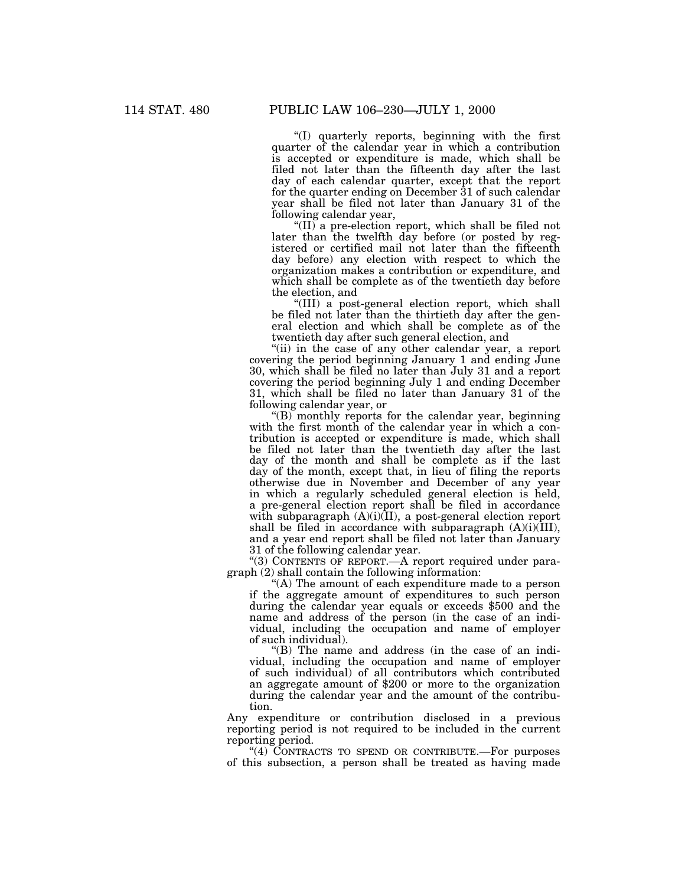"(I) quarterly reports, beginning with the first quarter of the calendar year in which a contribution is accepted or expenditure is made, which shall be filed not later than the fifteenth day after the last day of each calendar quarter, except that the report for the quarter ending on December 31 of such calendar year shall be filed not later than January 31 of the following calendar year,

"(II) a pre-election report, which shall be filed not later than the twelfth day before (or posted by registered or certified mail not later than the fifteenth day before) any election with respect to which the organization makes a contribution or expenditure, and which shall be complete as of the twentieth day before the election, and

"(III) a post-general election report, which shall be filed not later than the thirtieth day after the general election and which shall be complete as of the twentieth day after such general election, and

"(ii) in the case of any other calendar year, a report covering the period beginning January 1 and ending June 30, which shall be filed no later than July 31 and a report covering the period beginning July 1 and ending December 31, which shall be filed no later than January 31 of the following calendar year, or

"(B) monthly reports for the calendar year, beginning with the first month of the calendar year in which a contribution is accepted or expenditure is made, which shall be filed not later than the twentieth day after the last day of the month and shall be complete as if the last day of the month, except that, in lieu of filing the reports otherwise due in November and December of any year in which a regularly scheduled general election is held, a pre-general election report shall be filed in accordance with subparagraph (A)(i)(II), a post-general election report shall be filed in accordance with subparagraph (A)(i)(III), and a year end report shall be filed not later than January 31 of the following calendar year.

"(3) CONTENTS OF REPORT.—A report required under paragraph (2) shall contain the following information:

"(A) The amount of each expenditure made to a person if the aggregate amount of expenditures to such person during the calendar year equals or exceeds $500 and the name and address of the person (in the case of an individual, including the occupation and name of employer of such individual).

"(B) The name and address (in the case of an individual, including the occupation and name of employer of such individual) of all contributors which contributed an aggregate amount of $200 or more to the organization during the calendar year and the amount of the contribution.

Any expenditure or contribution disclosed in a previous reporting period is not required to be included in the current reporting period.

"(4) CONTRACTS TO SPEND OR CONTRIBUTE.—For purposes of this subsection, a person shall be treated as having made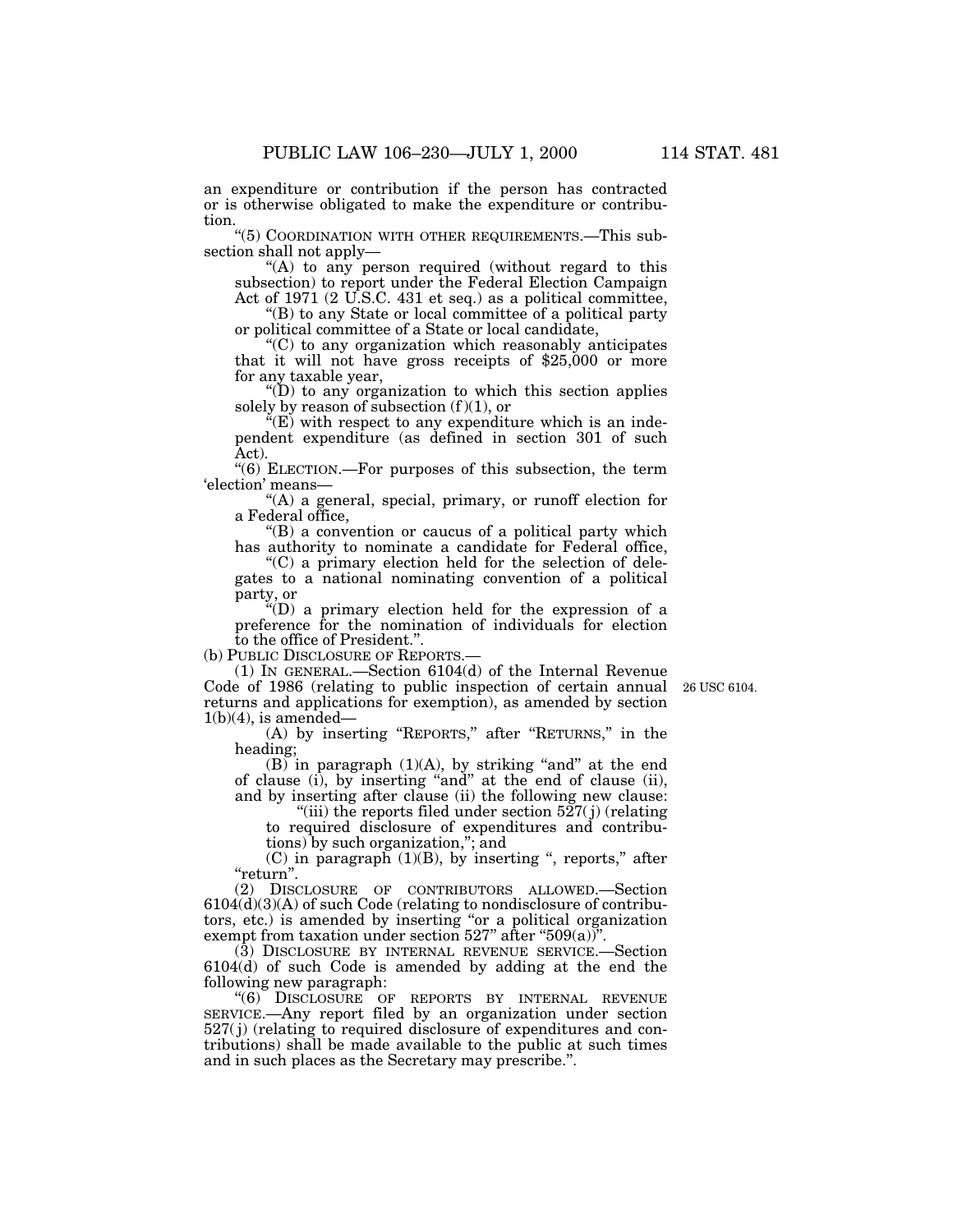an expenditure or contribution if the person has contracted or is otherwise obligated to make the expenditure or contribution.

"(5) COORDINATION WITH OTHER REQUIREMENTS.—This subsection shall not apply—

"(A) to any person required (without regard to this subsection) to report under the Federal Election Campaign Act of 1971 (2 U.S.C. 431 et seq.) as a political committee,

"(B) to any State or local committee of a political party or political committee of a State or local candidate,

"(C) to any organization which reasonably anticipates that it will not have gross receipts of $25,000 or more for any taxable year,

"(D) to any organization to which this section applies solely by reason of subsection (f)(1), or

"(E) with respect to any expenditure which is an independent expenditure (as defined in section 301 of such Act).

"(6) ELECTION.—For purposes of this subsection, the term 'election' means—

"(A) a general, special, primary, or runoff election for a Federal office,

"(B) a convention or caucus of a political party which has authority to nominate a candidate for Federal office,

"(C) a primary election held for the selection of delegates to a national nominating convention of a political party, or

"(D) a primary election held for the expression of a preference for the nomination of individuals for election to the office of President.".

(b) PUBLIC DISCLOSURE OF REPORTS.—

(1) IN GENERAL.—Section 6104(d) of the Internal Revenue Code of 1986 (relating to public inspection of certain annual returns and applications for exemption), as amended by section 1(b)(4), is amended—

26 USC 6104.

(A) by inserting "REPORTS," after "RETURNS," in the heading;

(B) in paragraph (1)(A), by striking "and" at the end of clause (i), by inserting "and" at the end of clause (ii), and by inserting after clause (ii) the following new clause:

"(iii) the reports filed under section 527(j) (relating to required disclosure of expenditures and contributions) by such organization,"; and

(C) in paragraph (1)(B), by inserting ", reports," after "return".

(2) DISCLOSURE OF CONTRIBUTORS ALLOWED.—Section 6104(d)(3)(A) of such Code (relating to nondisclosure of contributors, etc.) is amended by inserting "or a political organization exempt from taxation under section 527" after "509(a)".

(3) DISCLOSURE BY INTERNAL REVENUE SERVICE.—Section 6104(d) of such Code is amended by adding at the end the following new paragraph:

"(6) DISCLOSURE OF REPORTS BY INTERNAL REVENUE SERVICE.—Any report filed by an organization under section 527(j) (relating to required disclosure of expenditures and contributions) shall be made available to the public at such times and in such places as the Secretary may prescribe.".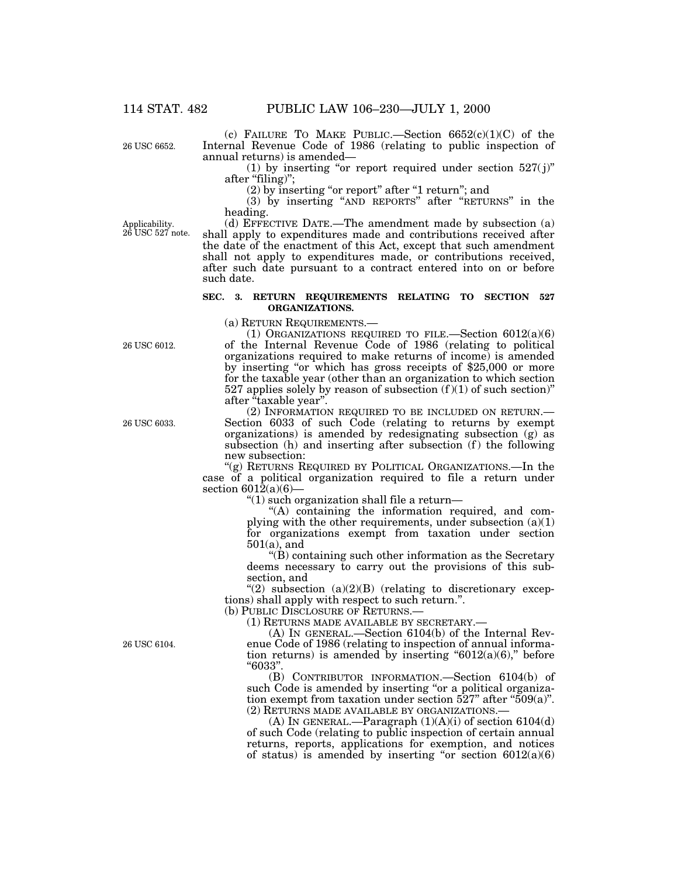(c) FAILURE TO MAKE PUBLIC.—Section 6652(c)(1)(C) of the Internal Revenue Code of 1986 (relating to public inspection of annual returns) is amended—

26 USC 6652.

(1) by inserting "or report required under section 527(j)" after "filing)";

(2) by inserting "or report" after "1 return"; and

(3) by inserting "AND REPORTS" after "RETURNS" in the heading.

Applicability. 26 USC 527 note.

(d) EFFECTIVE DATE.—The amendment made by subsection (a) shall apply to expenditures made and contributions received after the date of the enactment of this Act, except that such amendment shall not apply to expenditures made, or contributions received, after such date pursuant to a contract entered into on or before such date.

**SEC. 3. RETURN REQUIREMENTS RELATING TO SECTION 527 ORGANIZATIONS.**

(a) RETURN REQUIREMENTS.—

26 USC 6012.

(1) ORGANIZATIONS REQUIRED TO FILE.—Section 6012(a)(6) of the Internal Revenue Code of 1986 (relating to political organizations required to make returns of income) is amended by inserting "or which has gross receipts of $25,000 or more for the taxable year (other than an organization to which section 527 applies solely by reason of subsection (f)(1) of such section)" after "taxable year".

26 USC 6033.

(2) INFORMATION REQUIRED TO BE INCLUDED ON RETURN.—Section 6033 of such Code (relating to returns by exempt organizations) is amended by redesignating subsection (g) as subsection (h) and inserting after subsection (f) the following new subsection:

"(g) RETURNS REQUIRED BY POLITICAL ORGANIZATIONS.—In the case of a political organization required to file a return under section 6012(a)(6)—

"(1) such organization shall file a return—

"(A) containing the information required, and complying with the other requirements, under subsection (a)(1) for organizations exempt from taxation under section 501(a), and

"(B) containing such other information as the Secretary deems necessary to carry out the provisions of this subsection, and

"(2) subsection (a)(2)(B) (relating to discretionary exceptions) shall apply with respect to such return.".

(b) PUBLIC DISCLOSURE OF RETURNS.—

(1) RETURNS MADE AVAILABLE BY SECRETARY.—

26 USC 6104.

(A) IN GENERAL.—Section 6104(b) of the Internal Revenue Code of 1986 (relating to inspection of annual information returns) is amended by inserting "6012(a)(6)," before "6033".

(B) CONTRIBUTOR INFORMATION.—Section 6104(b) of such Code is amended by inserting "or a political organization exempt from taxation under section 527" after "509(a)".

(2) RETURNS MADE AVAILABLE BY ORGANIZATIONS.—

(A) IN GENERAL.—Paragraph (1)(A)(i) of section 6104(d) of such Code (relating to public inspection of certain annual returns, reports, applications for exemption, and notices of status) is amended by inserting "or section 6012(a)(6)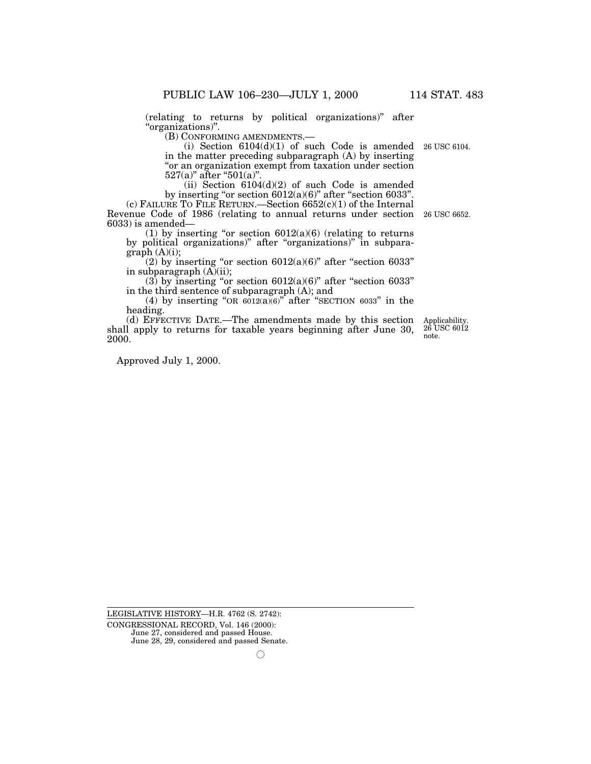(relating to returns by political organizations)" after "organizations)".

(B) CONFORMING AMENDMENTS.—

(i) Section 6104(d)(1) of such Code is amended in the matter preceding subparagraph (A) by inserting "or an organization exempt from taxation under section 527(a)" after "501(a)". 26 USC 6104.

(ii) Section 6104(d)(2) of such Code is amended by inserting "or section 6012(a)(6)" after "section 6033".

(c) FAILURE TO FILE RETURN.—Section 6652(c)(1) of the Internal Revenue Code of 1986 (relating to annual returns under section 6033) is amended— 26 USC 6652.

(1) by inserting "or section 6012(a)(6) (relating to returns by political organizations)" after "organizations)" in subparagraph (A)(i);

(2) by inserting "or section 6012(a)(6)" after "section 6033" in subparagraph (A)(ii);

(3) by inserting "or section 6012(a)(6)" after "section 6033" in the third sentence of subparagraph (A); and

(4) by inserting "OR 6012(a)(6)" after "SECTION 6033" in the heading.

(d) EFFECTIVE DATE.—The amendments made by this section shall apply to returns for taxable years beginning after June 30, 2000. Applicability. 26 USC 6012 note.

Approved July 1, 2000.

---

LEGISLATIVE HISTORY—H.R. 4762 (S. 2742):

CONGRESSIONAL RECORD, Vol. 146 (2000):
June 27, considered and passed House.
June 28, 29, considered and passed Senate.

○